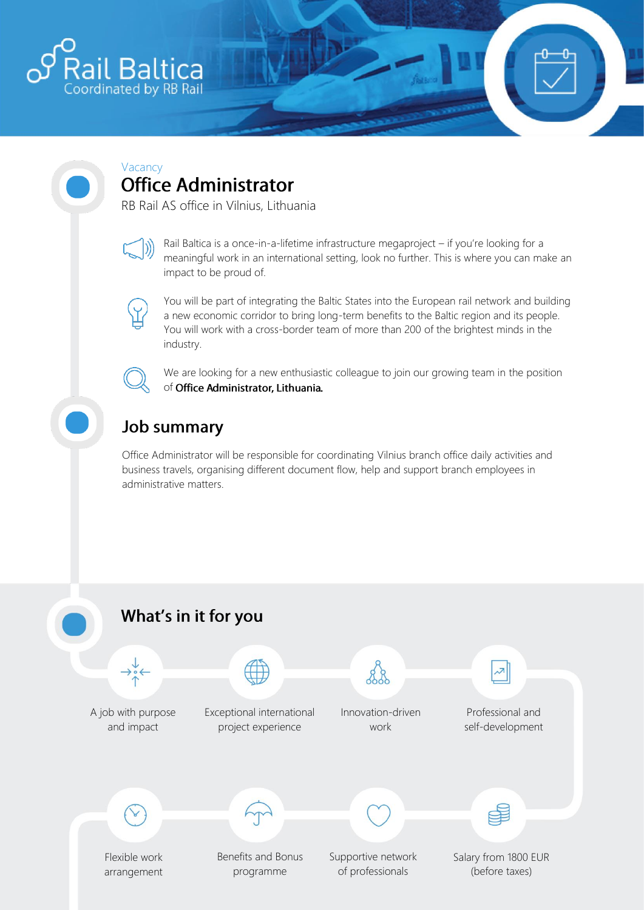Rail Baltica
Coordinated by RB Rail

Vacancy

# Office Administrator

RB Rail AS office in Vilnius, Lithuania

Rail Baltica is a once-in-a-lifetime infrastructure megaproject – if you're looking for a meaningful work in an international setting, look no further. This is where you can make an impact to be proud of.

You will be part of integrating the Baltic States into the European rail network and building a new economic corridor to bring long-term benefits to the Baltic region and its people. You will work with a cross-border team of more than 200 of the brightest minds in the industry.

We are looking for a new enthusiastic colleague to join our growing team in the position of **Office Administrator, Lithuania.**

## Job summary

Office Administrator will be responsible for coordinating Vilnius branch office daily activities and business travels, organising different document flow, help and support branch employees in administrative matters.

## What's in it for you

- A job with purpose and impact
- Exceptional international project experience
- Innovation-driven work
- Professional and self-development
- Flexible work arrangement
- Benefits and Bonus programme
- Supportive network of professionals
- Salary from 1800 EUR (before taxes)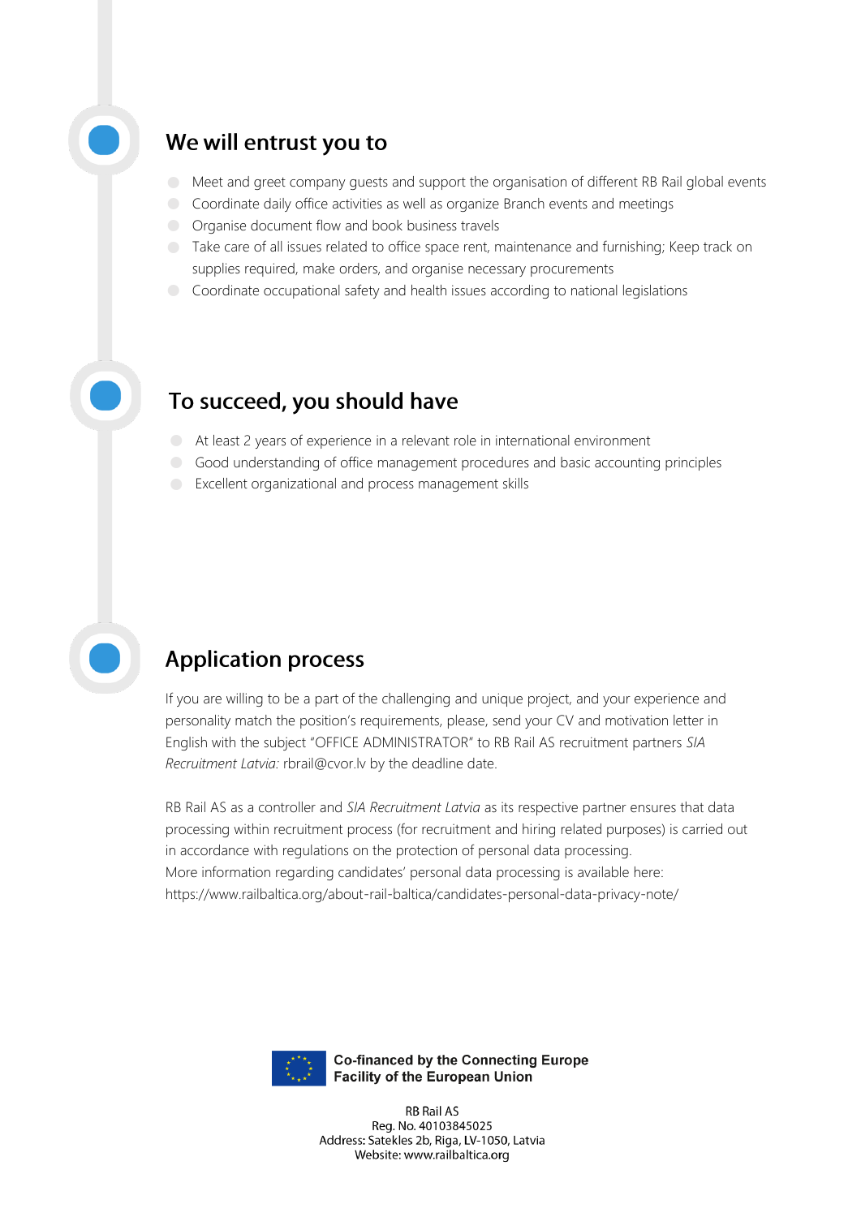## We will entrust you to

- Meet and greet company guests and support the organisation of different RB Rail global events
- Coordinate daily office activities as well as organize Branch events and meetings
- Organise document flow and book business travels
- Take care of all issues related to office space rent, maintenance and furnishing; Keep track on supplies required, make orders, and organise necessary procurements
- Coordinate occupational safety and health issues according to national legislations

## To succeed, you should have

- At least 2 years of experience in a relevant role in international environment
- Good understanding of office management procedures and basic accounting principles
- Excellent organizational and process management skills

## Application process

If you are willing to be a part of the challenging and unique project, and your experience and personality match the position's requirements, please, send your CV and motivation letter in English with the subject "OFFICE ADMINISTRATOR" to RB Rail AS recruitment partners *SIA Recruitment Latvia:* rbrail@cvor.lv by the deadline date.

RB Rail AS as a controller and *SIA Recruitment Latvia* as its respective partner ensures that data processing within recruitment process (for recruitment and hiring related purposes) is carried out in accordance with regulations on the protection of personal data processing.
More information regarding candidates' personal data processing is available here:
https://www.railbaltica.org/about-rail-baltica/candidates-personal-data-privacy-note/

**Co-financed by the Connecting Europe Facility of the European Union**

RB Rail AS
Reg. No. 40103845025
Address: Satekles 2b, Riga, LV-1050, Latvia
Website: www.railbaltica.org